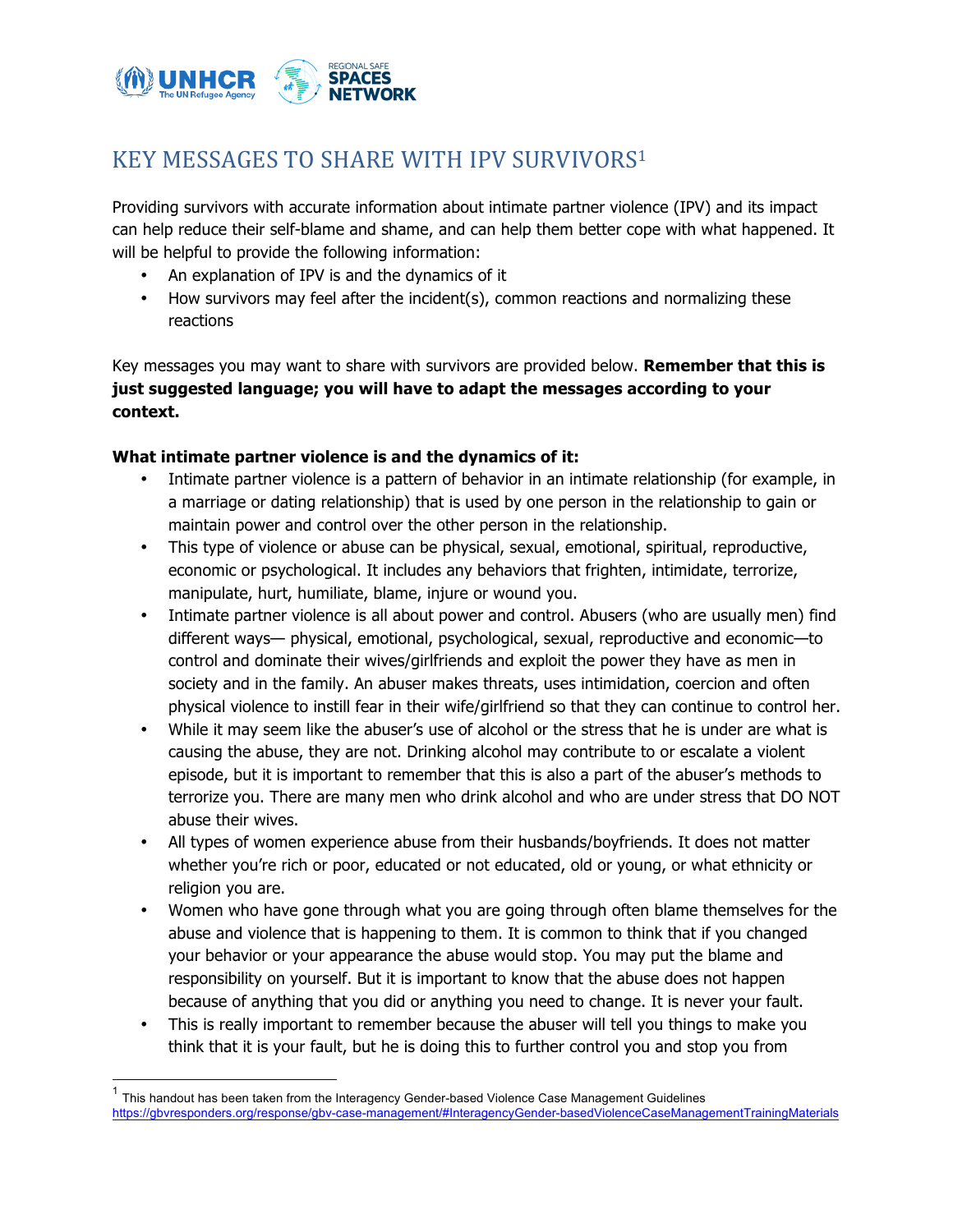# KEY MESSAGES TO SHARE WITH IPV SURVIVORS[1]

Providing survivors with accurate information about intimate partner violence (IPV) and its impact can help reduce their self-blame and shame, and can help them better cope with what happened. It will be helpful to provide the following information:

- An explanation of IPV is and the dynamics of it
- How survivors may feel after the incident(s), common reactions and normalizing these reactions

Key messages you may want to share with survivors are provided below. **Remember that this is just suggested language; you will have to adapt the messages according to your context.**

**What intimate partner violence is and the dynamics of it:**

- Intimate partner violence is a pattern of behavior in an intimate relationship (for example, in a marriage or dating relationship) that is used by one person in the relationship to gain or maintain power and control over the other person in the relationship.
- This type of violence or abuse can be physical, sexual, emotional, spiritual, reproductive, economic or psychological. It includes any behaviors that frighten, intimidate, terrorize, manipulate, hurt, humiliate, blame, injure or wound you.
- Intimate partner violence is all about power and control. Abusers (who are usually men) find different ways— physical, emotional, psychological, sexual, reproductive and economic—to control and dominate their wives/girlfriends and exploit the power they have as men in society and in the family. An abuser makes threats, uses intimidation, coercion and often physical violence to instill fear in their wife/girlfriend so that they can continue to control her.
- While it may seem like the abuser's use of alcohol or the stress that he is under are what is causing the abuse, they are not. Drinking alcohol may contribute to or escalate a violent episode, but it is important to remember that this is also a part of the abuser's methods to terrorize you. There are many men who drink alcohol and who are under stress that DO NOT abuse their wives.
- All types of women experience abuse from their husbands/boyfriends. It does not matter whether you're rich or poor, educated or not educated, old or young, or what ethnicity or religion you are.
- Women who have gone through what you are going through often blame themselves for the abuse and violence that is happening to them. It is common to think that if you changed your behavior or your appearance the abuse would stop. You may put the blame and responsibility on yourself. But it is important to know that the abuse does not happen because of anything that you did or anything you need to change. It is never your fault.
- This is really important to remember because the abuser will tell you things to make you think that it is your fault, but he is doing this to further control you and stop you from

[1] This handout has been taken from the Interagency Gender-based Violence Case Management Guidelines https://gbvresponders.org/response/gbv-case-management/#InteragencyGender-basedViolenceCaseManagementTrainingMaterials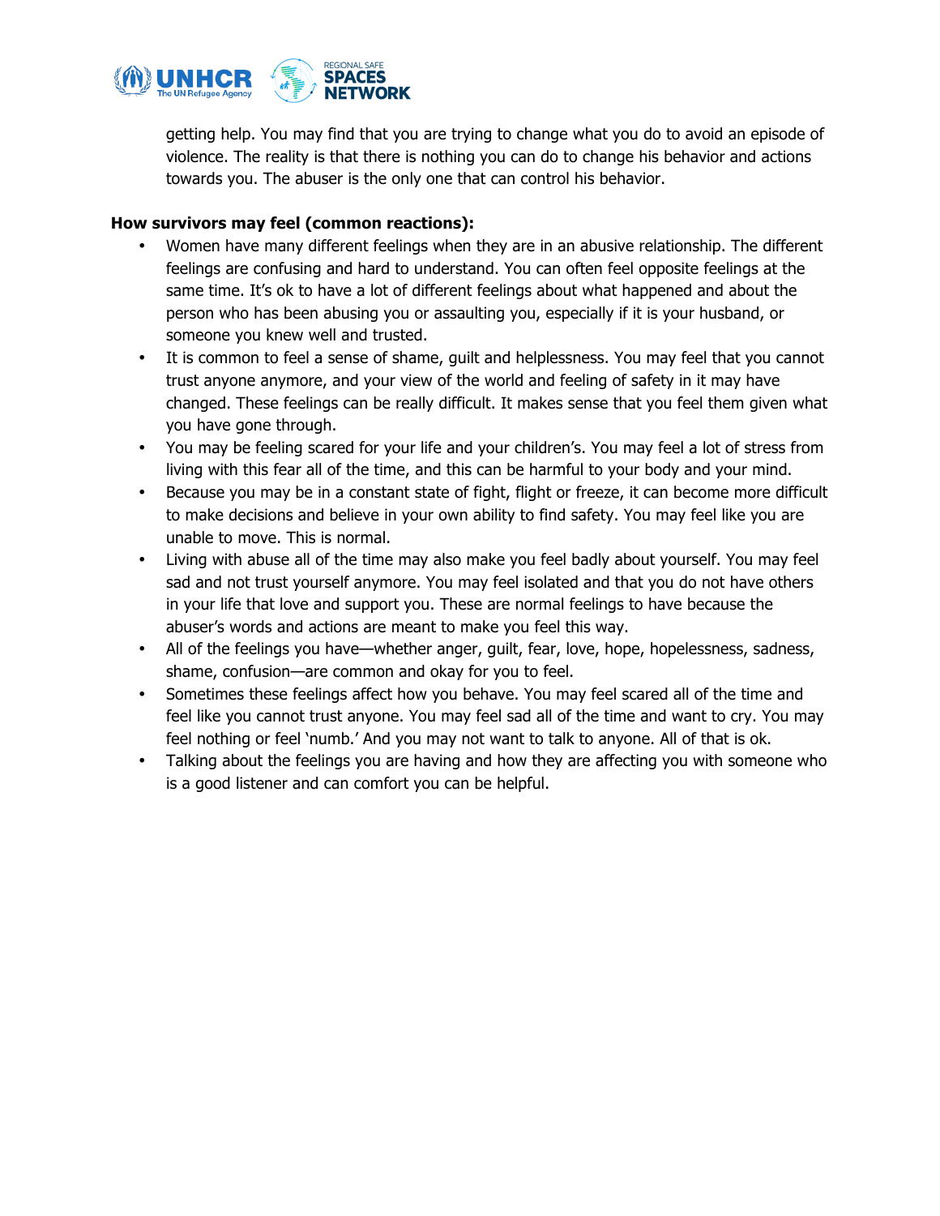getting help. You may find that you are trying to change what you do to avoid an episode of violence. The reality is that there is nothing you can do to change his behavior and actions towards you. The abuser is the only one that can control his behavior.

**How survivors may feel (common reactions):**

- Women have many different feelings when they are in an abusive relationship. The different feelings are confusing and hard to understand. You can often feel opposite feelings at the same time. It's ok to have a lot of different feelings about what happened and about the person who has been abusing you or assaulting you, especially if it is your husband, or someone you knew well and trusted.
- It is common to feel a sense of shame, guilt and helplessness. You may feel that you cannot trust anyone anymore, and your view of the world and feeling of safety in it may have changed. These feelings can be really difficult. It makes sense that you feel them given what you have gone through.
- You may be feeling scared for your life and your children's. You may feel a lot of stress from living with this fear all of the time, and this can be harmful to your body and your mind.
- Because you may be in a constant state of fight, flight or freeze, it can become more difficult to make decisions and believe in your own ability to find safety. You may feel like you are unable to move. This is normal.
- Living with abuse all of the time may also make you feel badly about yourself. You may feel sad and not trust yourself anymore. You may feel isolated and that you do not have others in your life that love and support you. These are normal feelings to have because the abuser's words and actions are meant to make you feel this way.
- All of the feelings you have—whether anger, guilt, fear, love, hope, hopelessness, sadness, shame, confusion—are common and okay for you to feel.
- Sometimes these feelings affect how you behave. You may feel scared all of the time and feel like you cannot trust anyone. You may feel sad all of the time and want to cry. You may feel nothing or feel 'numb.' And you may not want to talk to anyone. All of that is ok.
- Talking about the feelings you are having and how they are affecting you with someone who is a good listener and can comfort you can be helpful.